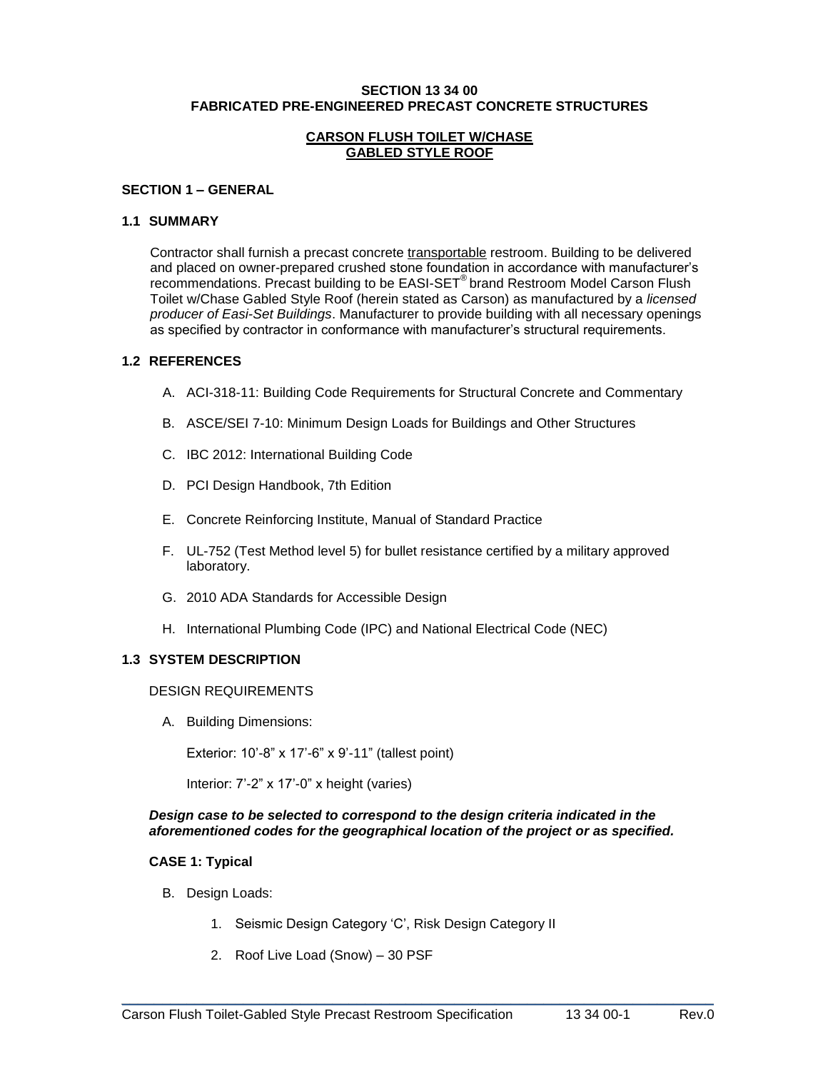**SECTION 13 34 00**
**FABRICATED PRE-ENGINEERED PRECAST CONCRETE STRUCTURES**

**CARSON FLUSH TOILET W/CHASE**
**GABLED STYLE ROOF**

## SECTION 1 – GENERAL

### 1.1 SUMMARY

Contractor shall furnish a precast concrete transportable restroom. Building to be delivered and placed on owner-prepared crushed stone foundation in accordance with manufacturer's recommendations. Precast building to be EASI-SET® brand Restroom Model Carson Flush Toilet w/Chase Gabled Style Roof (herein stated as Carson) as manufactured by a *licensed producer of Easi-Set Buildings*. Manufacturer to provide building with all necessary openings as specified by contractor in conformance with manufacturer's structural requirements.

### 1.2 REFERENCES

A. ACI-318-11: Building Code Requirements for Structural Concrete and Commentary

B. ASCE/SEI 7-10: Minimum Design Loads for Buildings and Other Structures

C. IBC 2012: International Building Code

D. PCI Design Handbook, 7th Edition

E. Concrete Reinforcing Institute, Manual of Standard Practice

F. UL-752 (Test Method level 5) for bullet resistance certified by a military approved laboratory.

G. 2010 ADA Standards for Accessible Design

H. International Plumbing Code (IPC) and National Electrical Code (NEC)

### 1.3 SYSTEM DESCRIPTION

DESIGN REQUIREMENTS

A. Building Dimensions:

Exterior: 10'-8" x 17'-6" x 9'-11" (tallest point)

Interior: 7'-2" x 17'-0" x height (varies)

***Design case to be selected to correspond to the design criteria indicated in the aforementioned codes for the geographical location of the project or as specified.***

**CASE 1: Typical**

B. Design Loads:

1. Seismic Design Category 'C', Risk Design Category II
2. Roof Live Load (Snow) – 30 PSF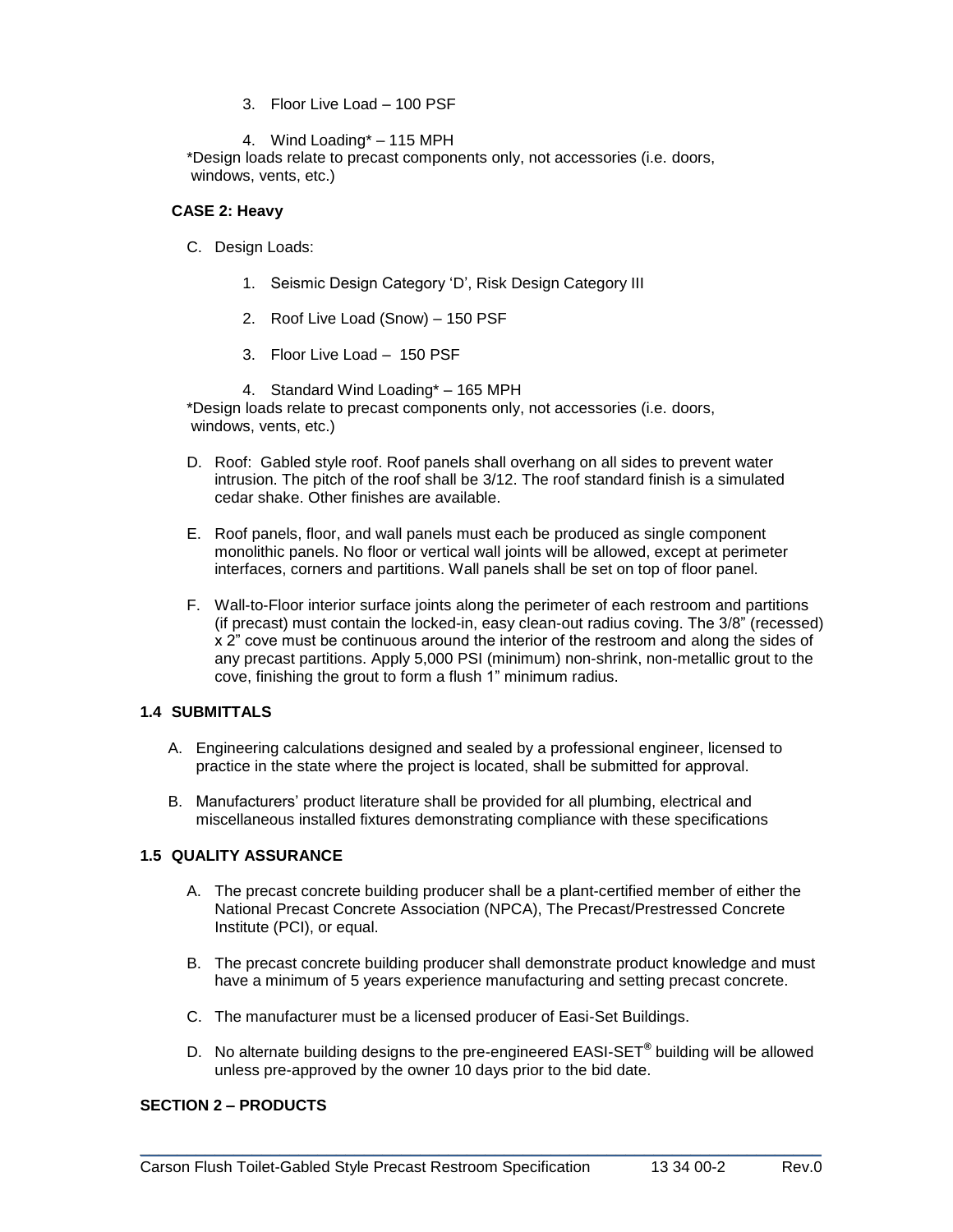3. Floor Live Load – 100 PSF

4. Wind Loading* – 115 MPH

*Design loads relate to precast components only, not accessories (i.e. doors, windows, vents, etc.)

**CASE 2: Heavy**

C. Design Loads:

1. Seismic Design Category 'D', Risk Design Category III

2. Roof Live Load (Snow) – 150 PSF

3. Floor Live Load – 150 PSF

4. Standard Wind Loading* – 165 MPH

*Design loads relate to precast components only, not accessories (i.e. doors, windows, vents, etc.)

D. Roof: Gabled style roof. Roof panels shall overhang on all sides to prevent water intrusion. The pitch of the roof shall be 3/12. The roof standard finish is a simulated cedar shake. Other finishes are available.

E. Roof panels, floor, and wall panels must each be produced as single component monolithic panels. No floor or vertical wall joints will be allowed, except at perimeter interfaces, corners and partitions. Wall panels shall be set on top of floor panel.

F. Wall-to-Floor interior surface joints along the perimeter of each restroom and partitions (if precast) must contain the locked-in, easy clean-out radius coving. The 3/8" (recessed) x 2" cove must be continuous around the interior of the restroom and along the sides of any precast partitions. Apply 5,000 PSI (minimum) non-shrink, non-metallic grout to the cove, finishing the grout to form a flush 1" minimum radius.

## 1.4 SUBMITTALS

A. Engineering calculations designed and sealed by a professional engineer, licensed to practice in the state where the project is located, shall be submitted for approval.

B. Manufacturers' product literature shall be provided for all plumbing, electrical and miscellaneous installed fixtures demonstrating compliance with these specifications

## 1.5 QUALITY ASSURANCE

A. The precast concrete building producer shall be a plant-certified member of either the National Precast Concrete Association (NPCA), The Precast/Prestressed Concrete Institute (PCI), or equal.

B. The precast concrete building producer shall demonstrate product knowledge and must have a minimum of 5 years experience manufacturing and setting precast concrete.

C. The manufacturer must be a licensed producer of Easi-Set Buildings.

D. No alternate building designs to the pre-engineered EASI-SET® building will be allowed unless pre-approved by the owner 10 days prior to the bid date.

## SECTION 2 – PRODUCTS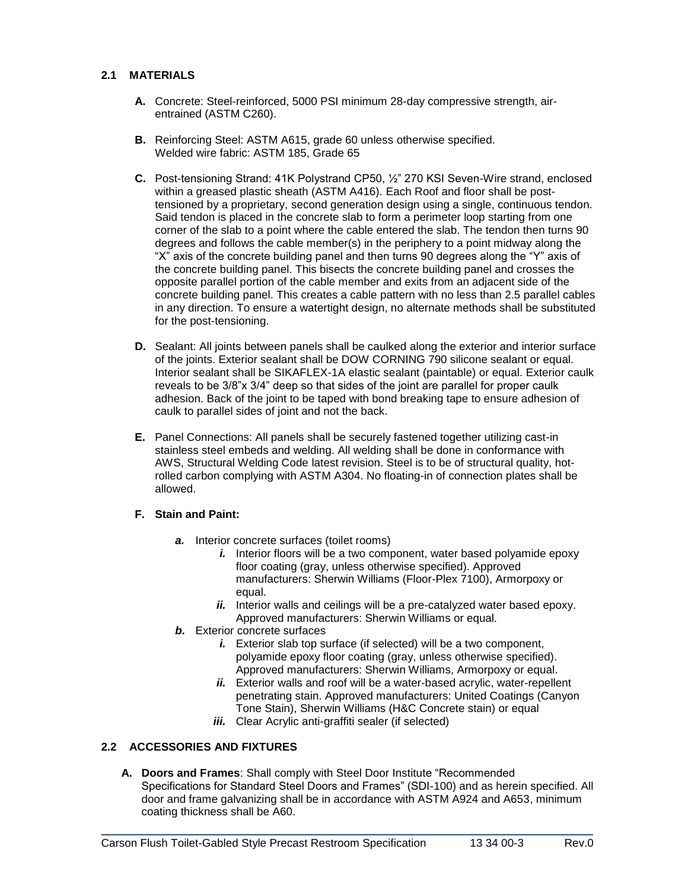## 2.1 MATERIALS

**A.** Concrete: Steel-reinforced, 5000 PSI minimum 28-day compressive strength, air-entrained (ASTM C260).

**B.** Reinforcing Steel: ASTM A615, grade 60 unless otherwise specified.
Welded wire fabric: ASTM 185, Grade 65

**C.** Post-tensioning Strand: 41K Polystrand CP50, ½" 270 KSI Seven-Wire strand, enclosed within a greased plastic sheath (ASTM A416). Each Roof and floor shall be post-tensioned by a proprietary, second generation design using a single, continuous tendon. Said tendon is placed in the concrete slab to form a perimeter loop starting from one corner of the slab to a point where the cable entered the slab. The tendon then turns 90 degrees and follows the cable member(s) in the periphery to a point midway along the "X" axis of the concrete building panel and then turns 90 degrees along the "Y" axis of the concrete building panel. This bisects the concrete building panel and crosses the opposite parallel portion of the cable member and exits from an adjacent side of the concrete building panel. This creates a cable pattern with no less than 2.5 parallel cables in any direction. To ensure a watertight design, no alternate methods shall be substituted for the post-tensioning.

**D.** Sealant: All joints between panels shall be caulked along the exterior and interior surface of the joints. Exterior sealant shall be DOW CORNING 790 silicone sealant or equal. Interior sealant shall be SIKAFLEX-1A elastic sealant (paintable) or equal. Exterior caulk reveals to be 3/8"x 3/4" deep so that sides of the joint are parallel for proper caulk adhesion. Back of the joint to be taped with bond breaking tape to ensure adhesion of caulk to parallel sides of joint and not the back.

**E.** Panel Connections: All panels shall be securely fastened together utilizing cast-in stainless steel embeds and welding. All welding shall be done in conformance with AWS, Structural Welding Code latest revision. Steel is to be of structural quality, hot-rolled carbon complying with ASTM A304. No floating-in of connection plates shall be allowed.

**F. Stain and Paint:**

- ***a.*** Interior concrete surfaces (toilet rooms)
  - ***i.*** Interior floors will be a two component, water based polyamide epoxy floor coating (gray, unless otherwise specified). Approved manufacturers: Sherwin Williams (Floor-Plex 7100), Armorpoxy or equal.
  - ***ii.*** Interior walls and ceilings will be a pre-catalyzed water based epoxy. Approved manufacturers: Sherwin Williams or equal.
- ***b.*** Exterior concrete surfaces
  - ***i.*** Exterior slab top surface (if selected) will be a two component, polyamide epoxy floor coating (gray, unless otherwise specified). Approved manufacturers: Sherwin Williams, Armorpoxy or equal.
  - ***ii.*** Exterior walls and roof will be a water-based acrylic, water-repellent penetrating stain. Approved manufacturers: United Coatings (Canyon Tone Stain), Sherwin Williams (H&C Concrete stain) or equal
  - ***iii.*** Clear Acrylic anti-graffiti sealer (if selected)

## 2.2 ACCESSORIES AND FIXTURES

**A. Doors and Frames**: Shall comply with Steel Door Institute "Recommended Specifications for Standard Steel Doors and Frames" (SDI-100) and as herein specified. All door and frame galvanizing shall be in accordance with ASTM A924 and A653, minimum coating thickness shall be A60.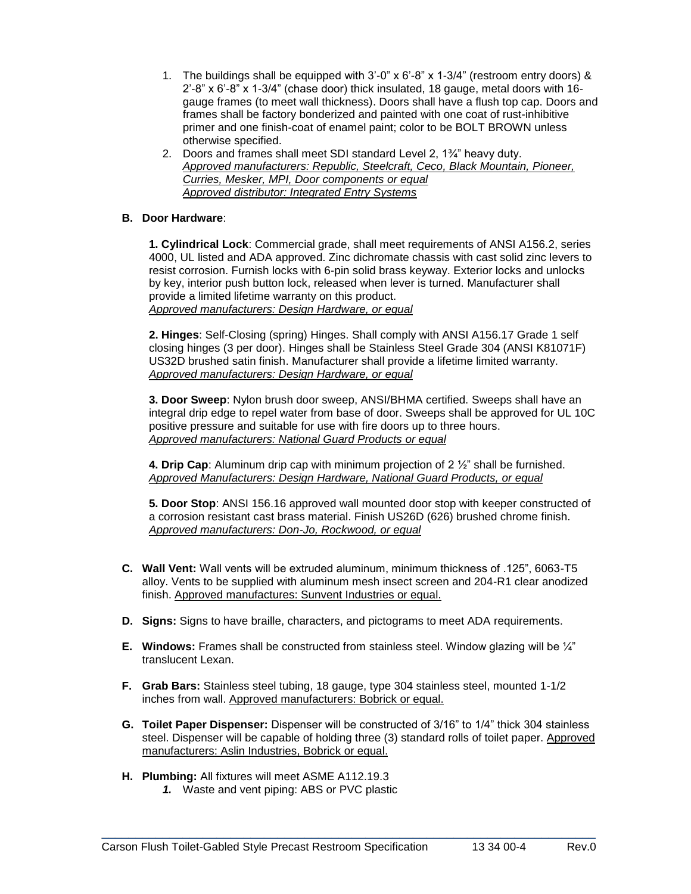1. The buildings shall be equipped with 3'-0" x 6'-8" x 1-3/4" (restroom entry doors) & 2'-8" x 6'-8" x 1-3/4" (chase door) thick insulated, 18 gauge, metal doors with 16-gauge frames (to meet wall thickness). Doors shall have a flush top cap. Doors and frames shall be factory bonderized and painted with one coat of rust-inhibitive primer and one finish-coat of enamel paint; color to be BOLT BROWN unless otherwise specified.
2. Doors and frames shall meet SDI standard Level 2, 1¾" heavy duty.
   *Approved manufacturers: Republic, Steelcraft, Ceco, Black Mountain, Pioneer, Curries, Mesker, MPI, Door components or equal*
   *Approved distributor: Integrated Entry Systems*

**B. Door Hardware**:

**1. Cylindrical Lock**: Commercial grade, shall meet requirements of ANSI A156.2, series 4000, UL listed and ADA approved. Zinc dichromate chassis with cast solid zinc levers to resist corrosion. Furnish locks with 6-pin solid brass keyway. Exterior locks and unlocks by key, interior push button lock, released when lever is turned. Manufacturer shall provide a limited lifetime warranty on this product.
*Approved manufacturers: Design Hardware, or equal*

**2. Hinges**: Self-Closing (spring) Hinges. Shall comply with ANSI A156.17 Grade 1 self closing hinges (3 per door). Hinges shall be Stainless Steel Grade 304 (ANSI K81071F) US32D brushed satin finish. Manufacturer shall provide a lifetime limited warranty.
*Approved manufacturers: Design Hardware, or equal*

**3. Door Sweep**: Nylon brush door sweep, ANSI/BHMA certified. Sweeps shall have an integral drip edge to repel water from base of door. Sweeps shall be approved for UL 10C positive pressure and suitable for use with fire doors up to three hours.
*Approved manufacturers: National Guard Products or equal*

**4. Drip Cap**: Aluminum drip cap with minimum projection of 2 ½" shall be furnished.
*Approved Manufacturers: Design Hardware, National Guard Products, or equal*

**5. Door Stop**: ANSI 156.16 approved wall mounted door stop with keeper constructed of a corrosion resistant cast brass material. Finish US26D (626) brushed chrome finish.
*Approved manufacturers: Don-Jo, Rockwood, or equal*

**C. Wall Vent:** Wall vents will be extruded aluminum, minimum thickness of .125", 6063-T5 alloy. Vents to be supplied with aluminum mesh insect screen and 204-R1 clear anodized finish. Approved manufactures: Sunvent Industries or equal.

**D. Signs:** Signs to have braille, characters, and pictograms to meet ADA requirements.

**E. Windows:** Frames shall be constructed from stainless steel. Window glazing will be ¼" translucent Lexan.

**F. Grab Bars:** Stainless steel tubing, 18 gauge, type 304 stainless steel, mounted 1-1/2 inches from wall. Approved manufacturers: Bobrick or equal.

**G. Toilet Paper Dispenser:** Dispenser will be constructed of 3/16" to 1/4" thick 304 stainless steel. Dispenser will be capable of holding three (3) standard rolls of toilet paper. Approved manufacturers: Aslin Industries, Bobrick or equal.

**H. Plumbing:** All fixtures will meet ASME A112.19.3

1. Waste and vent piping: ABS or PVC plastic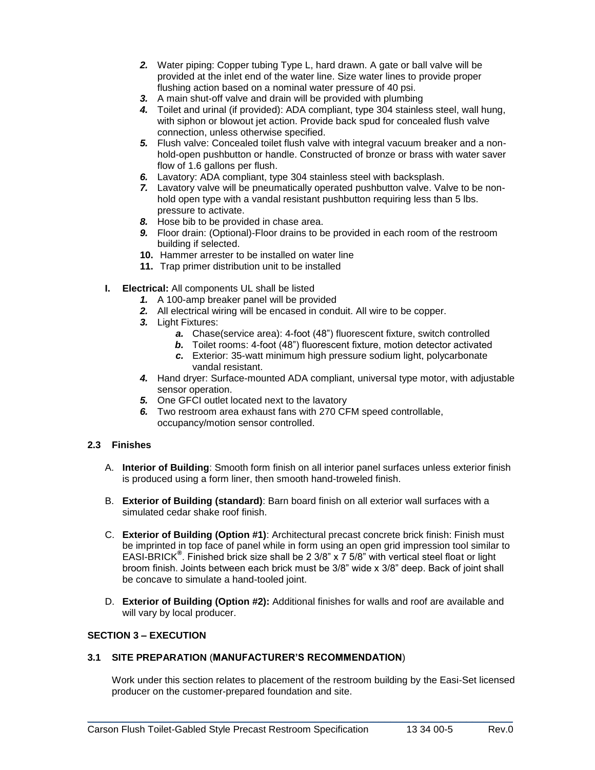2. Water piping: Copper tubing Type L, hard drawn. A gate or ball valve will be provided at the inlet end of the water line. Size water lines to provide proper flushing action based on a nominal water pressure of 40 psi.
3. A main shut-off valve and drain will be provided with plumbing
4. Toilet and urinal (if provided): ADA compliant, type 304 stainless steel, wall hung, with siphon or blowout jet action. Provide back spud for concealed flush valve connection, unless otherwise specified.
5. Flush valve: Concealed toilet flush valve with integral vacuum breaker and a non-hold-open pushbutton or handle. Constructed of bronze or brass with water saver flow of 1.6 gallons per flush.
6. Lavatory: ADA compliant, type 304 stainless steel with backsplash.
7. Lavatory valve will be pneumatically operated pushbutton valve. Valve to be non-hold open type with a vandal resistant pushbutton requiring less than 5 lbs. pressure to activate.
8. Hose bib to be provided in chase area.
9. Floor drain: (Optional)-Floor drains to be provided in each room of the restroom building if selected.
10. Hammer arrester to be installed on water line
11. Trap primer distribution unit to be installed

**I. Electrical:** All components UL shall be listed

1. A 100-amp breaker panel will be provided
2. All electrical wiring will be encased in conduit. All wire to be copper.
3. Light Fixtures:
   - *a.* Chase(service area): 4-foot (48") fluorescent fixture, switch controlled
   - *b.* Toilet rooms: 4-foot (48") fluorescent fixture, motion detector activated
   - *c.* Exterior: 35-watt minimum high pressure sodium light, polycarbonate vandal resistant.
4. Hand dryer: Surface-mounted ADA compliant, universal type motor, with adjustable sensor operation.
5. One GFCI outlet located next to the lavatory
6. Two restroom area exhaust fans with 270 CFM speed controllable, occupancy/motion sensor controlled.

### 2.3 Finishes

A. **Interior of Building**: Smooth form finish on all interior panel surfaces unless exterior finish is produced using a form liner, then smooth hand-troweled finish.

B. **Exterior of Building (standard)**: Barn board finish on all exterior wall surfaces with a simulated cedar shake roof finish.

C. **Exterior of Building (Option #1)**: Architectural precast concrete brick finish: Finish must be imprinted in top face of panel while in form using an open grid impression tool similar to EASI-BRICK®. Finished brick size shall be 2 3/8" x 7 5/8" with vertical steel float or light broom finish. Joints between each brick must be 3/8" wide x 3/8" deep. Back of joint shall be concave to simulate a hand-tooled joint.

D. **Exterior of Building (Option #2):** Additional finishes for walls and roof are available and will vary by local producer.

## SECTION 3 – EXECUTION

### 3.1 SITE PREPARATION (MANUFACTURER'S RECOMMENDATION)

Work under this section relates to placement of the restroom building by the Easi-Set licensed producer on the customer-prepared foundation and site.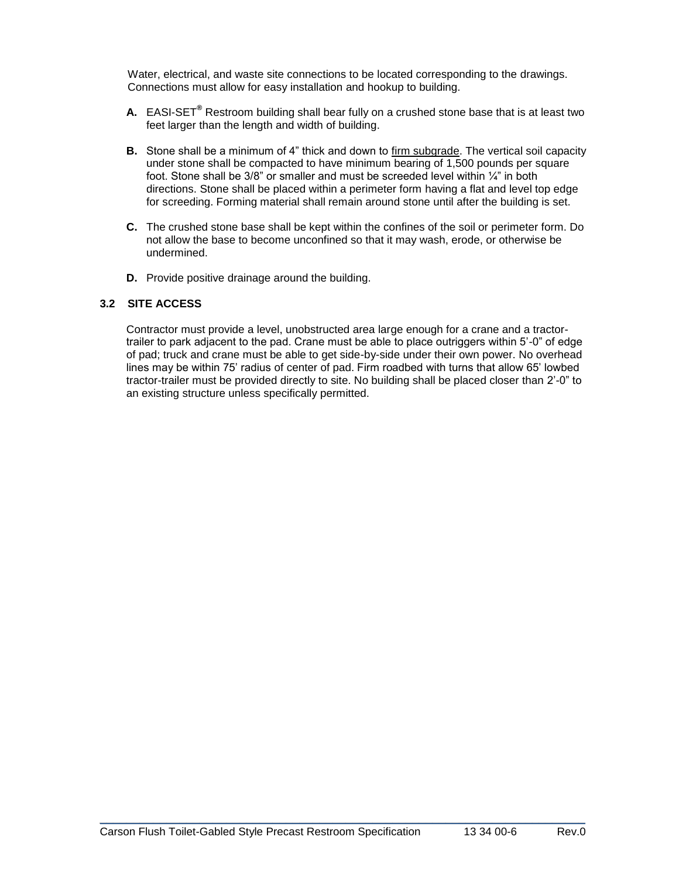Water, electrical, and waste site connections to be located corresponding to the drawings. Connections must allow for easy installation and hookup to building.

**A.** EASI-SET® Restroom building shall bear fully on a crushed stone base that is at least two feet larger than the length and width of building.

**B.** Stone shall be a minimum of 4" thick and down to firm subgrade. The vertical soil capacity under stone shall be compacted to have minimum bearing of 1,500 pounds per square foot. Stone shall be 3/8" or smaller and must be screeded level within ¼" in both directions. Stone shall be placed within a perimeter form having a flat and level top edge for screeding. Forming material shall remain around stone until after the building is set.

**C.** The crushed stone base shall be kept within the confines of the soil or perimeter form. Do not allow the base to become unconfined so that it may wash, erode, or otherwise be undermined.

**D.** Provide positive drainage around the building.

### 3.2 SITE ACCESS

Contractor must provide a level, unobstructed area large enough for a crane and a tractor-trailer to park adjacent to the pad. Crane must be able to place outriggers within 5'-0" of edge of pad; truck and crane must be able to get side-by-side under their own power. No overhead lines may be within 75' radius of center of pad. Firm roadbed with turns that allow 65' lowbed tractor-trailer must be provided directly to site. No building shall be placed closer than 2'-0" to an existing structure unless specifically permitted.